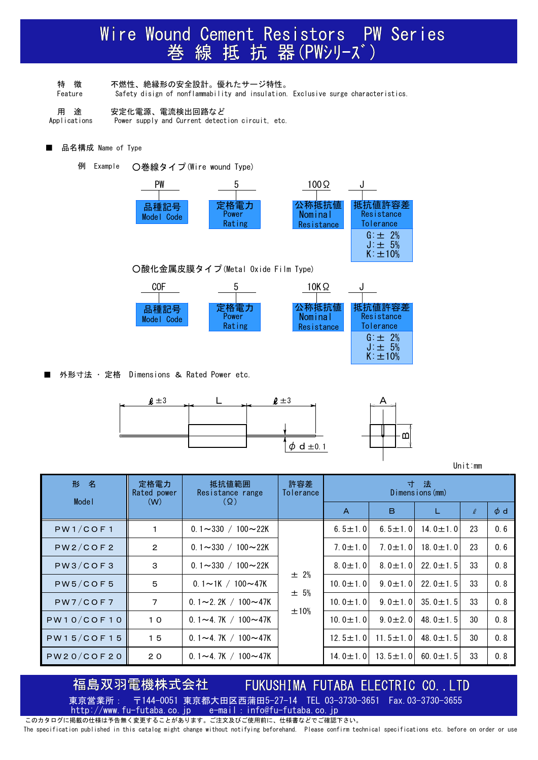# Wire Wound Cement Resistors PW Series
# 巻 線 抵 抗 器(PWｼﾘｰｽﾞ)

特　徴　　不燃性、絶縁形の安全設計。優れたサージ特性。
Feature　　Safety disign of nonflammability and insulation. Exclusive surge characteristics.

用　途　　安定化電源、電流検出回路など
Applications　　Power supply and Current detection circuit, etc.

## ■ 品名構成 Name of Type

例 Example　○巻線タイプ(Wire wound Type)

| PW | 5 | 100Ω | J |
|---|---|---|---|
| 品種記号 Model Code | 定格電力 Power Rating | 公称抵抗値 Nominal Resistance | 抵抗値許容差 Resistance Tolerance<br>G:± 2%<br>J:± 5%<br>K:±10% |

○酸化金属皮膜タイプ(Metal Oxide Film Type)

| COF | 5 | 10KΩ | J |
|---|---|---|---|
| 品種記号 Model Code | 定格電力 Power Rating | 公称抵抗値 Nominal Resistance | 抵抗値許容差 Resistance Tolerance<br>G:± 2%<br>J:± 5%<br>K:±10% |

## ■ 外形寸法 ・ 定格 Dimensions & Rated Power etc.

ℓ±3　L　ℓ±3　φd±0.1　A　B

Unit:mm

| 形 名<br>Model | 定格電力<br>Rated power<br>(W) | 抵抗値範囲<br>Resistance range<br>(Ω) | 許容差<br>Tolerance | 寸 法<br>Dimensions(mm) | | | | |
|---|---|---|---|---|---|---|---|---|
| | | | | A | B | L | ℓ | φd |
| PW1/COF1 | 1 | 0.1～330 / 100～22K | ±2%<br>±5%<br>±10% | 6.5±1.0 | 6.5±1.0 | 14.0±1.0 | 23 | 0.6 |
| PW2/COF2 | 2 | 0.1～330 / 100～22K | | 7.0±1.0 | 7.0±1.0 | 18.0±1.0 | 23 | 0.6 |
| PW3/COF3 | 3 | 0.1～330 / 100～22K | | 8.0±1.0 | 8.0±1.0 | 22.0±1.5 | 33 | 0.8 |
| PW5/COF5 | 5 | 0.1～1K / 100～47K | | 10.0±1.0 | 9.0±1.0 | 22.0±1.5 | 33 | 0.8 |
| PW7/COF7 | 7 | 0.1～2.2K / 100～47K | | 10.0±1.0 | 9.0±1.0 | 35.0±1.5 | 33 | 0.8 |
| PW10/COF10 | 10 | 0.1～4.7K / 100～47K | | 10.0±1.0 | 9.0±2.0 | 48.0±1.5 | 30 | 0.8 |
| PW15/COF15 | 15 | 0.1～4.7K / 100～47K | | 12.5±1.0 | 11.5±1.0 | 48.0±1.5 | 30 | 0.8 |
| PW20/COF20 | 20 | 0.1～4.7K / 100～47K | | 14.0±1.0 | 13.5±1.0 | 60.0±1.5 | 33 | 0.8 |

**福島双羽電機株式会社　FUKUSHIMA FUTABA ELECTRIC CO.,LTD**

東京営業所：　〒144-0051 東京都大田区西蒲田5-27-14　TEL 03-3730-3651　Fax.03-3730-3655
http://www.fu-futaba.co.jp　e-mail : info@fu-futaba.co.jp

このカタログに掲載の仕様は予告無く変更することがあります。ご注文及びご使用前に、仕様書などでご確認下さい。
The specification published in this catalog might change without notifying beforehand. Please confirm technical specifications etc. before on order or use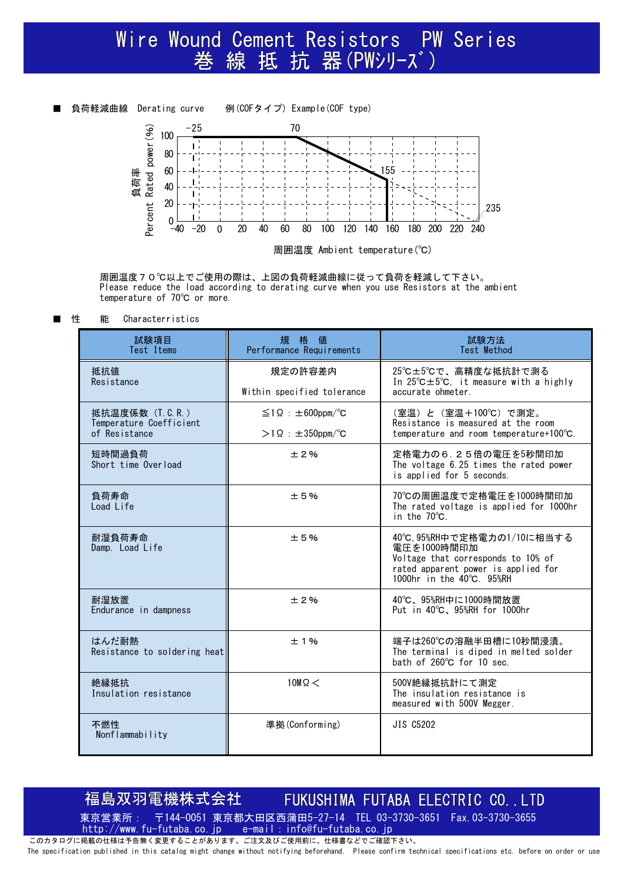# Wire Wound Cement Resistors　PW Series
# 巻 線 抵 抗 器(PWｼﾘｰｽﾞ)

■　負荷軽減曲線　Derating curve　　例(COFタイプ) Example(COF type)

負荷率
Percent Rated power(%)

100
80
60
40
20
0

-25
70
155
235

-40 -20 0 20 40 60 80 100 120 140 160 180 200 220 240

周囲温度 Ambient temperature(℃)

周囲温度７０℃以上でご使用の際は、上図の負荷軽減曲線に従って負荷を軽減して下さい。
Please reduce the load according to derating curve when you use Resistors at the ambient temperature of 70℃ or more.

■　性　　能　　Characterristics

| 試験項目<br>Test Items | 規　格　値<br>Performance Requirements | 試験方法<br>Test Method |
|---|---|---|
| 抵抗値<br>Resistance | 規定の許容差内<br><br>Within specified tolerance | 25℃±5℃で、高精度な抵抗計で測る<br>In 25℃±5℃, it measure with a highly accurate ohmeter. |
| 抵抗温度係数（T.C.R.）<br>Temperature Coefficient of Resistance | ≦1Ω：±600ppm/℃<br><br>>1Ω：±350ppm/℃ | （室温）と（室温＋100℃）で測定。<br>Resistance is measured at the room temperature and room temperature+100℃. |
| 短時間過負荷<br>Short time Overload | ±２% | 定格電力の６．２５倍の電圧を5秒間印加<br>The voltage 6.25 times the rated power is applied for 5 seconds. |
| 負荷寿命<br>Load Life | ±５% | 70℃の周囲温度で定格電圧を1000時間印加<br>The rated voltage is applied for 1000hr in the 70℃. |
| 耐湿負荷寿命<br>Damp. Load Life | ±５% | 40℃,95%RH中で定格電力の1/10に相当する電圧を1000時間印加<br>Voltage that corresponds to 10% of rated apparent power is applied for 1000hr in the 40℃. 95%RH |
| 耐湿放置<br>Endurance in dampness | ±２% | 40℃、95%RH中に1000時間放置<br>Put in 40℃、95%RH for 1000hr |
| はんだ耐熱<br>Resistance to soldering heat | ±１% | 端子は260℃の溶融半田槽に10秒間浸漬。<br>The terminal is diped in melted solder bath of 260℃ for 10 sec. |
| 絶縁抵抗<br>Insulation resistance | 10MΩ＜ | 500V絶縁抵抗計にて測定<br>The insulation resistance is measured with 500V Megger. |
| 不燃性<br>Nonflammability | 準拠(Conforming) | JIS C5202 |

福島双羽電機株式会社　　FUKUSHIMA FUTABA ELECTRIC CO.,LTD

東京営業所：　〒144-0051 東京都大田区西蒲田5-27-14　TEL 03-3730-3651　Fax.03-3730-3655
http://www.fu-futaba.co.jp　　e-mail：info@fu-futaba.co.jp

このカタログに掲載の仕様は予告無く変更することがあります。ご注文及びご使用前に、仕様書などでご確認下さい。
The specification published in this catalog might change without notifying beforehand. Please confirm technical specifications etc. before on order or use